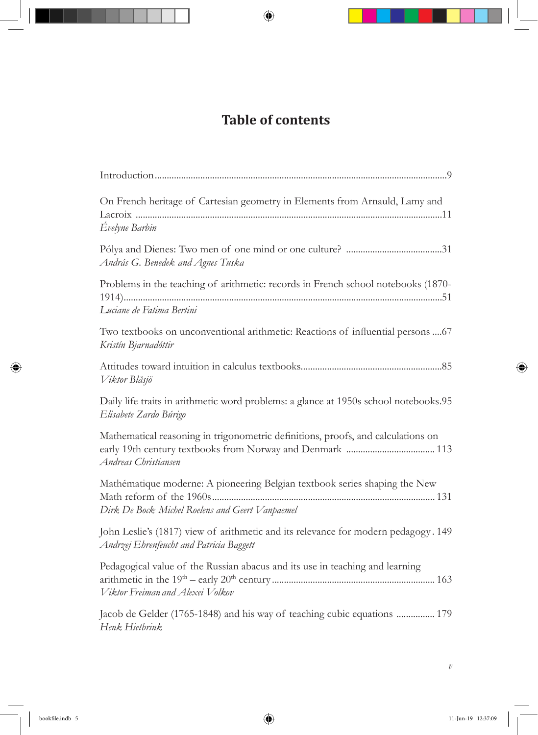# Table of contents

Introduction ........................................................................................................9

On French heritage of Cartesian geometry in Elements from Arnauld, Lamy and Lacroix ..........................................................................................................11
*Évelyne Barbin*

Pólya and Dienes: Two men of one mind or one culture? ..................................31
*András G. Benedek and Agnes Tuska*

Problems in the teaching of arithmetic: records in French school notebooks (1870-1914)...............................................................................................................51
*Luciane de Fatima Bertini*

Two textbooks on unconventional arithmetic: Reactions of influential persons ....67
*Kristín Bjarnadóttir*

Attitudes toward intuition in calculus textbooks...................................................85
*Viktor Blåsjö*

Daily life traits in arithmetic word problems: a glance at 1950s school notebooks.95
*Elisabete Zardo Búrigo*

Mathematical reasoning in trigonometric definitions, proofs, and calculations on early 19th century textbooks from Norway and Denmark ..................................... 113
*Andreas Christiansen*

Mathématique moderne: A pioneering Belgian textbook series shaping the New Math reform of the 1960s .................................................................................. 131
*Dirk De Bock, Michel Roelens and Geert Vanpaemel*

John Leslie's (1817) view of arithmetic and its relevance for modern pedagogy . 149
*Andrzej Ehrenfeucht and Patricia Baggett*

Pedagogical value of the Russian abacus and its use in teaching and learning arithmetic in the 19th – early 20th century ............................................................... 163
*Viktor Freiman and Alexei Volkov*

Jacob de Gelder (1765-1848) and his way of teaching cubic equations ................ 179
*Henk Hietbrink*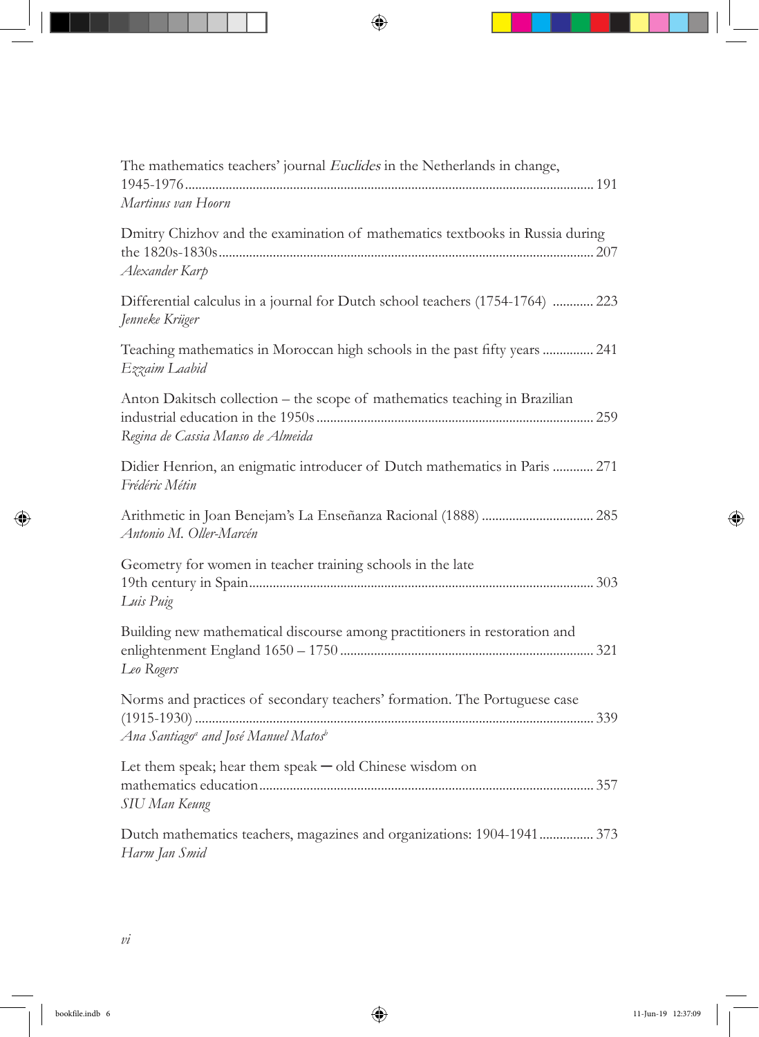The mathematics teachers' journal *Euclides* in the Netherlands in change, 1945-1976 ........ 191
*Martinus van Hoorn*

Dmitry Chizhov and the examination of mathematics textbooks in Russia during the 1820s-1830s ........ 207
*Alexander Karp*

Differential calculus in a journal for Dutch school teachers (1754-1764) ........ 223
*Jenneke Krüger*

Teaching mathematics in Moroccan high schools in the past fifty years ........ 241
*Ezzaim Laabid*

Anton Dakitsch collection – the scope of mathematics teaching in Brazilian industrial education in the 1950s ........ 259
*Regina de Cassia Manso de Almeida*

Didier Henrion, an enigmatic introducer of Dutch mathematics in Paris ........ 271
*Frédéric Métin*

Arithmetic in Joan Benejam's La Enseñanza Racional (1888) ........ 285
*Antonio M. Oller-Marcén*

Geometry for women in teacher training schools in the late 19th century in Spain ........ 303
*Luis Puig*

Building new mathematical discourse among practitioners in restoration and enlightenment England 1650 – 1750 ........ 321
*Leo Rogers*

Norms and practices of secondary teachers' formation. The Portuguese case (1915-1930) ........ 339
*Ana Santiago*[a] *and José Manuel Matos*[b]

Let them speak; hear them speak — old Chinese wisdom on mathematics education ........ 357
*SIU Man Keung*

Dutch mathematics teachers, magazines and organizations: 1904-1941 ........ 373
*Harm Jan Smid*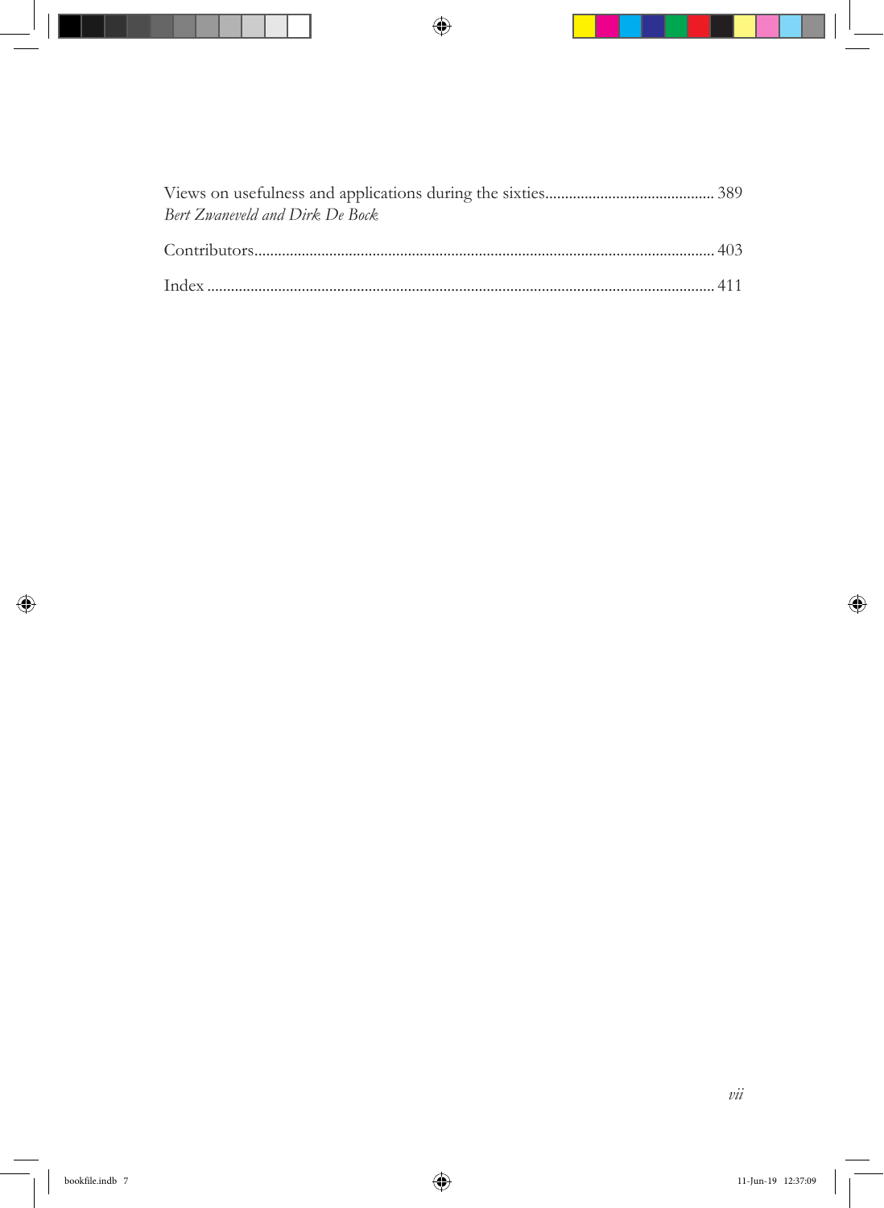Views on usefulness and applications during the sixties ............................................ 389
*Bert Zwaneveld and Dirk De Bock*

Contributors ............................................................................................................... 403

Index ......................................................................................................................... 411